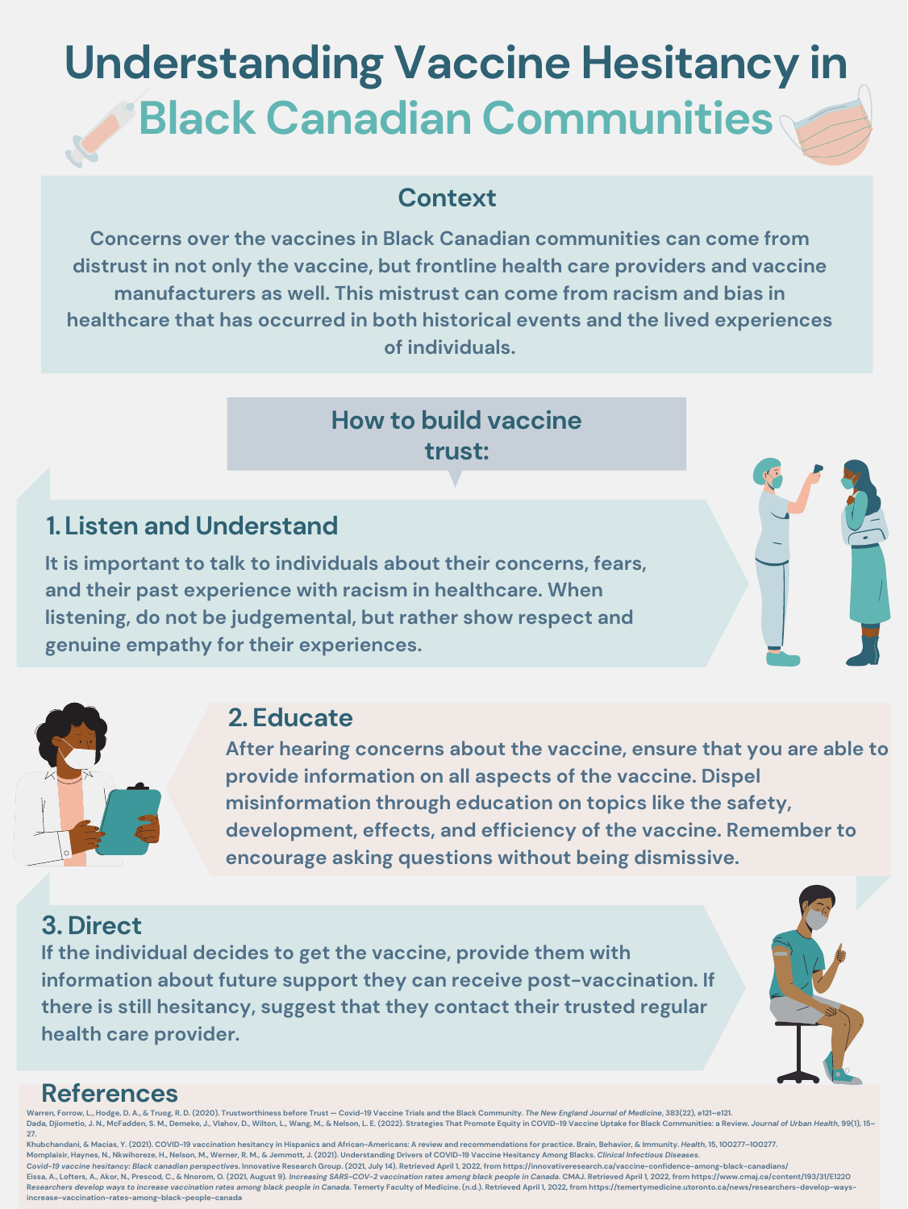# Understanding Vaccine Hesitancy in Black Canadian Communities

## Context

Concerns over the vaccines in Black Canadian communities can come from distrust in not only the vaccine, but frontline health care providers and vaccine manufacturers as well. This mistrust can come from racism and bias in healthcare that has occurred in both historical events and the lived experiences of individuals.

## How to build vaccine trust:

### 1. Listen and Understand

It is important to talk to individuals about their concerns, fears, and their past experience with racism in healthcare. When listening, do not be judgemental, but rather show respect and genuine empathy for their experiences.

### 2. Educate

After hearing concerns about the vaccine, ensure that you are able to provide information on all aspects of the vaccine. Dispel misinformation through education on topics like the safety, development, effects, and efficiency of the vaccine. Remember to encourage asking questions without being dismissive.

### 3. Direct

If the individual decides to get the vaccine, provide them with information about future support they can receive post-vaccination. If there is still hesitancy, suggest that they contact their trusted regular health care provider.

## References

Warren, Forrow, L., Hodge, D. A., & Truog, R. D. (2020). Trustworthiness before Trust — Covid-19 Vaccine Trials and the Black Community. *The New England Journal of Medicine*, 383(22), e121–e121.

Dada, Djiometio, J. N., McFadden, S. M., Demeke, J., Vlahov, D., Wilton, L., Wang, M., & Nelson, L. E. (2022). Strategies That Promote Equity in COVID-19 Vaccine Uptake for Black Communities: a Review. *Journal of Urban Health*, 99(1), 15–27.

Khubchandani, & Macias, Y. (2021). COVID-19 vaccination hesitancy in Hispanics and African-Americans: A review and recommendations for practice. Brain, Behavior, & Immunity. *Health*, 15, 100277–100277.

Momplaisir, Haynes, N., Nkwihoreze, H., Nelson, M., Werner, R. M., & Jemmott, J. (2021). Understanding Drivers of COVID-19 Vaccine Hesitancy Among Blacks. *Clinical Infectious Diseases*.

*Covid-19 vaccine hesitancy: Black canadian perspectives*. Innovative Research Group. (2021, July 14). Retrieved April 1, 2022, from https://innovativeresearch.ca/vaccine-confidence-among-black-canadians/

Eissa, A., Lofters, A., Akor, N., Prescod, C., & Nnorom, O. (2021, August 9). *Increasing SARS-COV-2 vaccination rates among black people in Canada*. CMAJ. Retrieved April 1, 2022, from https://www.cmaj.ca/content/193/31/E1220

*Researchers develop ways to increase vaccination rates among black people in Canada*. Temerty Faculty of Medicine. (n.d.). Retrieved April 1, 2022, from https://temertymedicine.utoronto.ca/news/researchers-develop-ways-increase-vaccination-rates-among-black-people-canada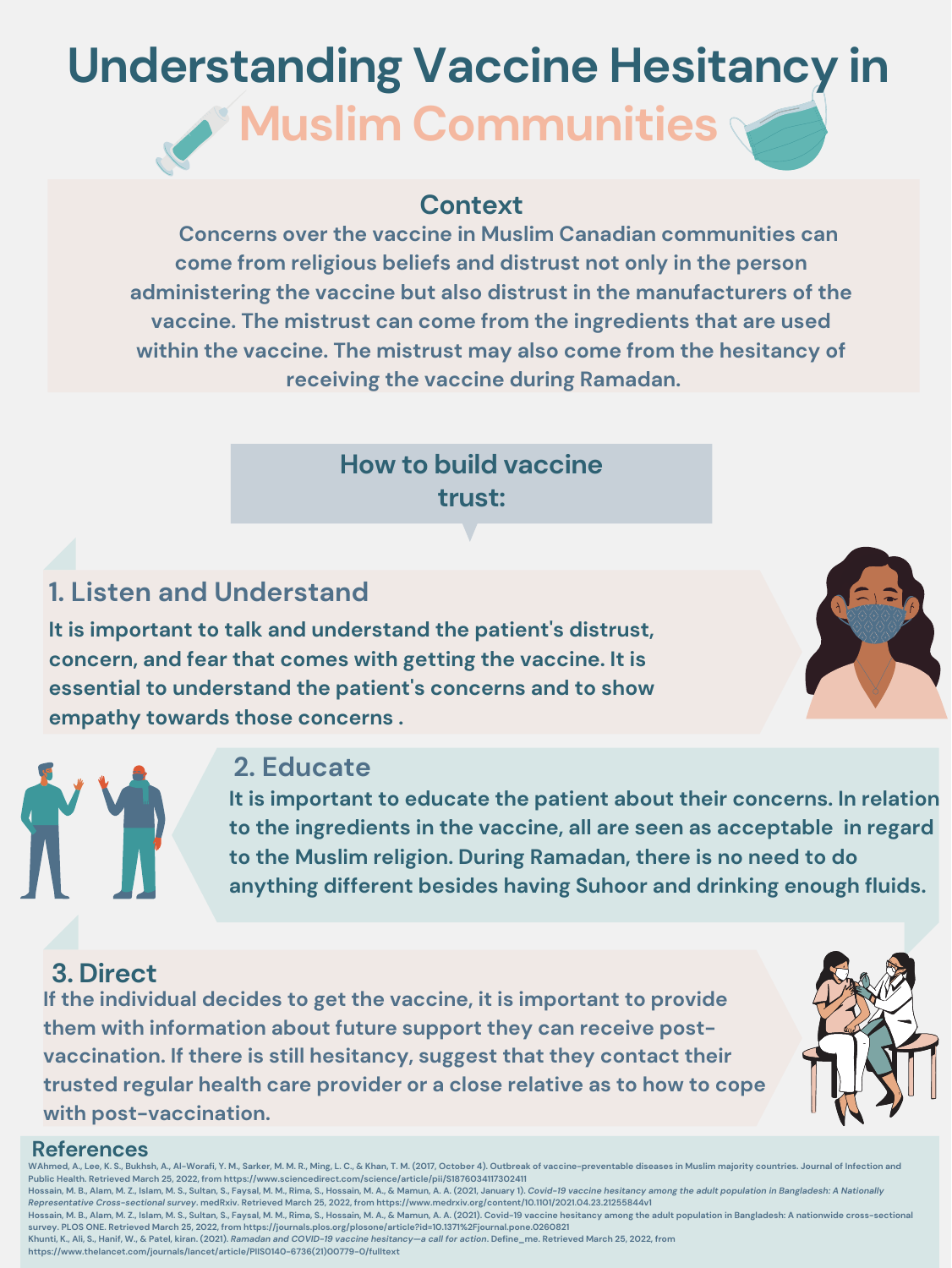# Understanding Vaccine Hesitancy in Muslim Communities

## Context

Concerns over the vaccine in Muslim Canadian communities can come from religious beliefs and distrust not only in the person administering the vaccine but also distrust in the manufacturers of the vaccine. The mistrust can come from the ingredients that are used within the vaccine. The mistrust may also come from the hesitancy of receiving the vaccine during Ramadan.

## How to build vaccine trust:

### 1. Listen and Understand

It is important to talk and understand the patient's distrust, concern, and fear that comes with getting the vaccine. It is essential to understand the patient's concerns and to show empathy towards those concerns .

### 2. Educate

It is important to educate the patient about their concerns. In relation to the ingredients in the vaccine, all are seen as acceptable in regard to the Muslim religion. During Ramadan, there is no need to do anything different besides having Suhoor and drinking enough fluids.

### 3. Direct

If the individual decides to get the vaccine, it is important to provide them with information about future support they can receive post-vaccination. If there is still hesitancy, suggest that they contact their trusted regular health care provider or a close relative as to how to cope with post-vaccination.

## References

WAhmed, A., Lee, K. S., Bukhsh, A., Al-Worafi, Y. M., Sarker, M. M. R., Ming, L. C., & Khan, T. M. (2017, October 4). Outbreak of vaccine-preventable diseases in Muslim majority countries. Journal of Infection and Public Health. Retrieved March 25, 2022, from https://www.sciencedirect.com/science/article/pii/S1876034117302411

Hossain, M. B., Alam, M. Z., Islam, M. S., Sultan, S., Faysal, M. M., Rima, S., Hossain, M. A., & Mamun, A. A. (2021, January 1). *Covid-19 vaccine hesitancy among the adult population in Bangladesh: A Nationally Representative Cross-sectional survey*. medRxiv. Retrieved March 25, 2022, from https://www.medrxiv.org/content/10.1101/2021.04.23.21255844v1

Hossain, M. B., Alam, M. Z., Islam, M. S., Sultan, S., Faysal, M. M., Rima, S., Hossain, M. A., & Mamun, A. A. (2021). Covid-19 vaccine hesitancy among the adult population in Bangladesh: A nationwide cross-sectional survey. PLOS ONE. Retrieved March 25, 2022, from https://journals.plos.org/plosone/article?id=10.1371%2Fjournal.pone.0260821

Khunti, K., Ali, S., Hanif, W., & Patel, kiran. (2021). *Ramadan and COVID-19 vaccine hesitancy—a call for action*. Define_me. Retrieved March 25, 2022, from https://www.thelancet.com/journals/lancet/article/PIIS0140-6736(21)00779-0/fulltext